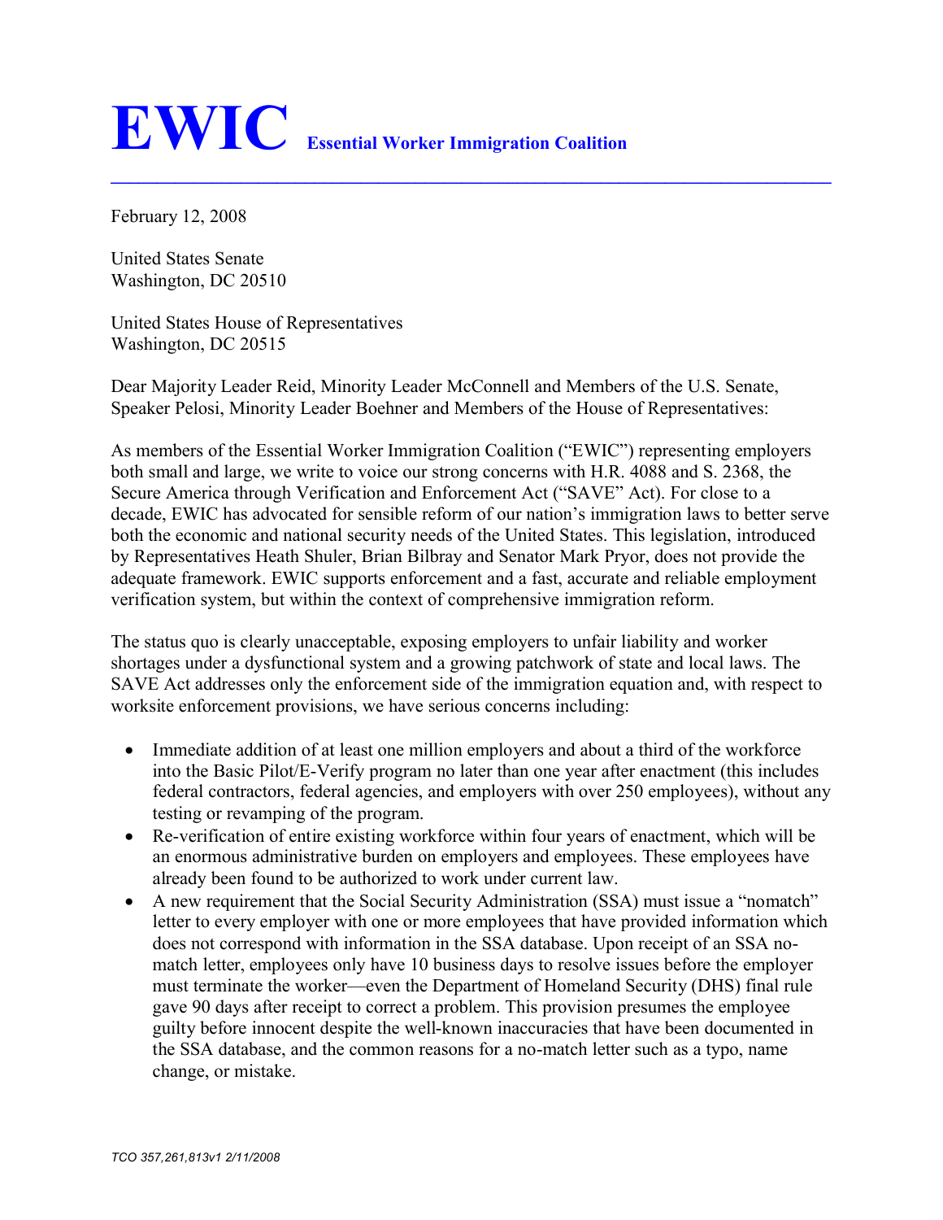# EWIC Essential Worker Immigration Coalition

February 12, 2008

United States Senate
Washington, DC 20510

United States House of Representatives
Washington, DC 20515

Dear Majority Leader Reid, Minority Leader McConnell and Members of the U.S. Senate, Speaker Pelosi, Minority Leader Boehner and Members of the House of Representatives:

As members of the Essential Worker Immigration Coalition ("EWIC") representing employers both small and large, we write to voice our strong concerns with H.R. 4088 and S. 2368, the Secure America through Verification and Enforcement Act ("SAVE" Act). For close to a decade, EWIC has advocated for sensible reform of our nation's immigration laws to better serve both the economic and national security needs of the United States. This legislation, introduced by Representatives Heath Shuler, Brian Bilbray and Senator Mark Pryor, does not provide the adequate framework. EWIC supports enforcement and a fast, accurate and reliable employment verification system, but within the context of comprehensive immigration reform.

The status quo is clearly unacceptable, exposing employers to unfair liability and worker shortages under a dysfunctional system and a growing patchwork of state and local laws. The SAVE Act addresses only the enforcement side of the immigration equation and, with respect to worksite enforcement provisions, we have serious concerns including:

- Immediate addition of at least one million employers and about a third of the workforce into the Basic Pilot/E-Verify program no later than one year after enactment (this includes federal contractors, federal agencies, and employers with over 250 employees), without any testing or revamping of the program.
- Re-verification of entire existing workforce within four years of enactment, which will be an enormous administrative burden on employers and employees. These employees have already been found to be authorized to work under current law.
- A new requirement that the Social Security Administration (SSA) must issue a "nomatch" letter to every employer with one or more employees that have provided information which does not correspond with information in the SSA database. Upon receipt of an SSA no-match letter, employees only have 10 business days to resolve issues before the employer must terminate the worker—even the Department of Homeland Security (DHS) final rule gave 90 days after receipt to correct a problem. This provision presumes the employee guilty before innocent despite the well-known inaccuracies that have been documented in the SSA database, and the common reasons for a no-match letter such as a typo, name change, or mistake.

*TCO 357,261,813v1 2/11/2008*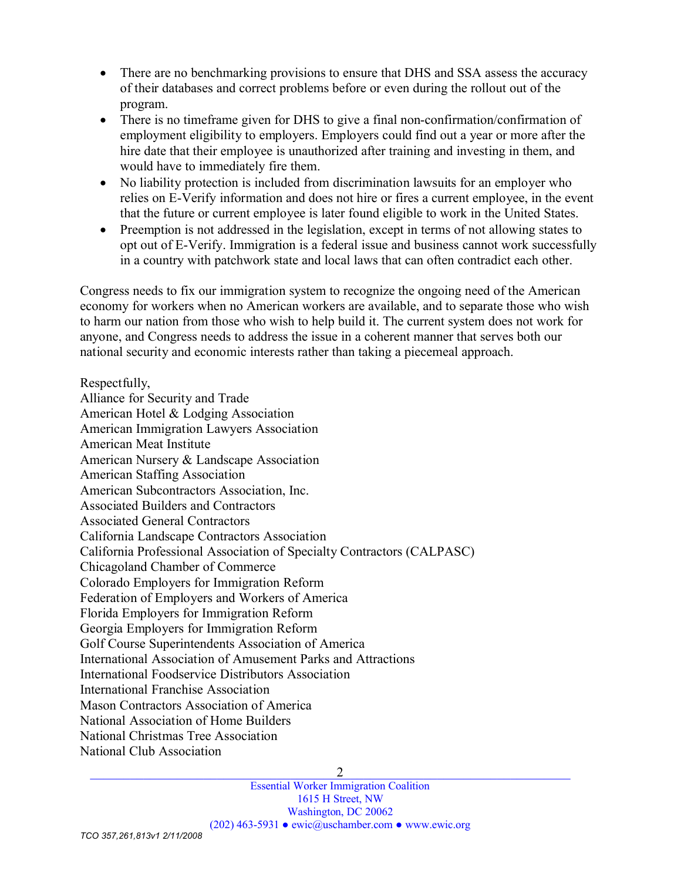- There are no benchmarking provisions to ensure that DHS and SSA assess the accuracy of their databases and correct problems before or even during the rollout out of the program.
- There is no timeframe given for DHS to give a final non-confirmation/confirmation of employment eligibility to employers. Employers could find out a year or more after the hire date that their employee is unauthorized after training and investing in them, and would have to immediately fire them.
- No liability protection is included from discrimination lawsuits for an employer who relies on E-Verify information and does not hire or fires a current employee, in the event that the future or current employee is later found eligible to work in the United States.
- Preemption is not addressed in the legislation, except in terms of not allowing states to opt out of E-Verify. Immigration is a federal issue and business cannot work successfully in a country with patchwork state and local laws that can often contradict each other.

Congress needs to fix our immigration system to recognize the ongoing need of the American economy for workers when no American workers are available, and to separate those who wish to harm our nation from those who wish to help build it. The current system does not work for anyone, and Congress needs to address the issue in a coherent manner that serves both our national security and economic interests rather than taking a piecemeal approach.

Respectfully,
Alliance for Security and Trade
American Hotel & Lodging Association
American Immigration Lawyers Association
American Meat Institute
American Nursery & Landscape Association
American Staffing Association
American Subcontractors Association, Inc.
Associated Builders and Contractors
Associated General Contractors
California Landscape Contractors Association
California Professional Association of Specialty Contractors (CALPASC)
Chicagoland Chamber of Commerce
Colorado Employers for Immigration Reform
Federation of Employers and Workers of America
Florida Employers for Immigration Reform
Georgia Employers for Immigration Reform
Golf Course Superintendents Association of America
International Association of Amusement Parks and Attractions
International Foodservice Distributors Association
International Franchise Association
Mason Contractors Association of America
National Association of Home Builders
National Christmas Tree Association
National Club Association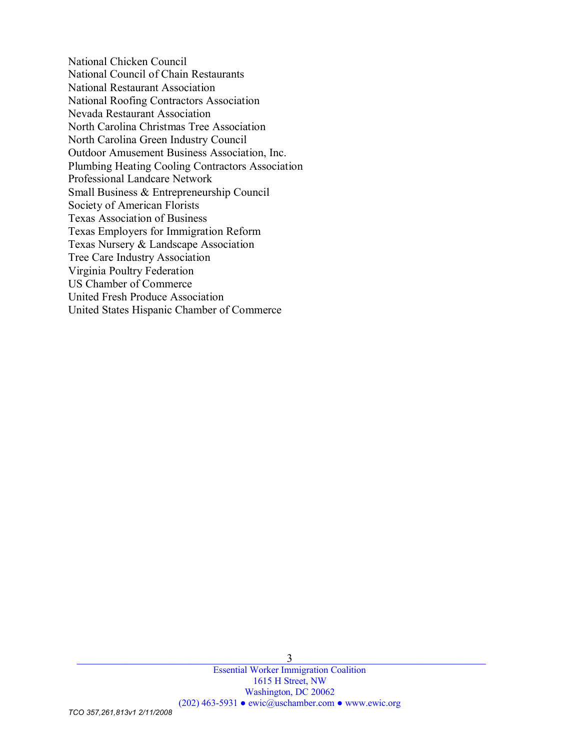National Chicken Council
National Council of Chain Restaurants
National Restaurant Association
National Roofing Contractors Association
Nevada Restaurant Association
North Carolina Christmas Tree Association
North Carolina Green Industry Council
Outdoor Amusement Business Association, Inc.
Plumbing Heating Cooling Contractors Association
Professional Landcare Network
Small Business & Entrepreneurship Council
Society of American Florists
Texas Association of Business
Texas Employers for Immigration Reform
Texas Nursery & Landscape Association
Tree Care Industry Association
Virginia Poultry Federation
US Chamber of Commerce
United Fresh Produce Association
United States Hispanic Chamber of Commerce